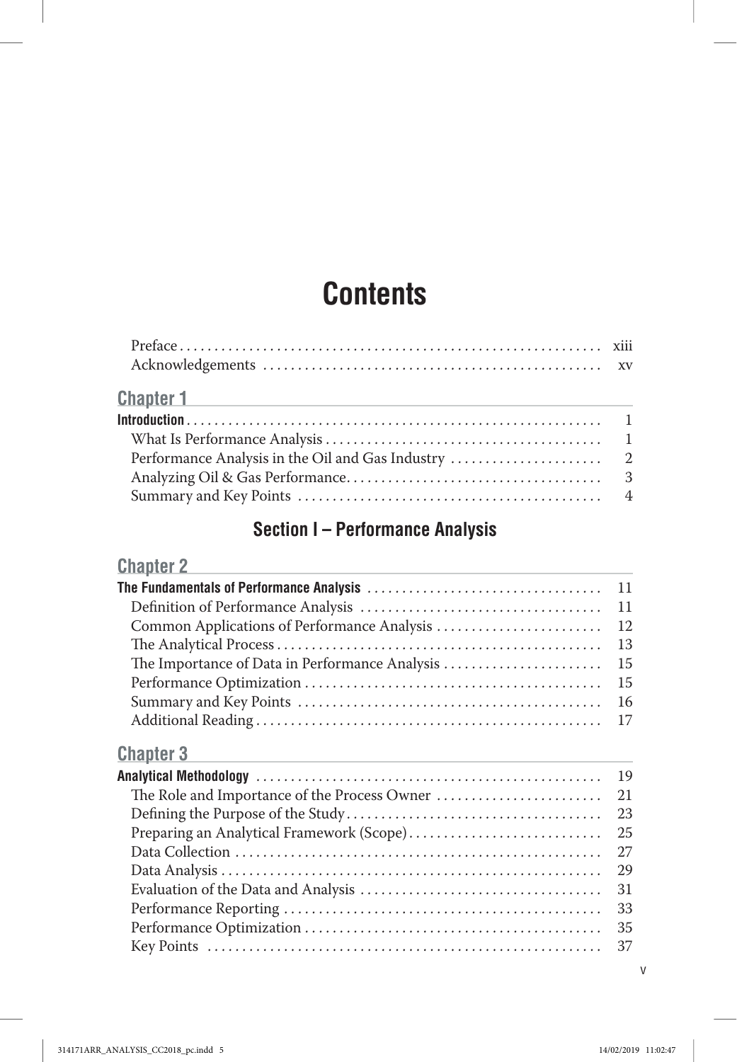# Contents

Preface ........................................................... xiii
Acknowledgements ........................................................... xv

## Chapter 1

**Introduction** ........................................................... 1
What Is Performance Analysis ........................................................... 1
Performance Analysis in the Oil and Gas Industry ........................................................... 2
Analyzing Oil & Gas Performance ........................................................... 3
Summary and Key Points ........................................................... 4

# Section I – Performance Analysis

## Chapter 2

**The Fundamentals of Performance Analysis** ........................................................... 11
Definition of Performance Analysis ........................................................... 11
Common Applications of Performance Analysis ........................................................... 12
The Analytical Process ........................................................... 13
The Importance of Data in Performance Analysis ........................................................... 15
Performance Optimization ........................................................... 15
Summary and Key Points ........................................................... 16
Additional Reading ........................................................... 17

## Chapter 3

**Analytical Methodology** ........................................................... 19
The Role and Importance of the Process Owner ........................................................... 21
Defining the Purpose of the Study ........................................................... 23
Preparing an Analytical Framework (Scope) ........................................................... 25
Data Collection ........................................................... 27
Data Analysis ........................................................... 29
Evaluation of the Data and Analysis ........................................................... 31
Performance Reporting ........................................................... 33
Performance Optimization ........................................................... 35
Key Points ........................................................... 37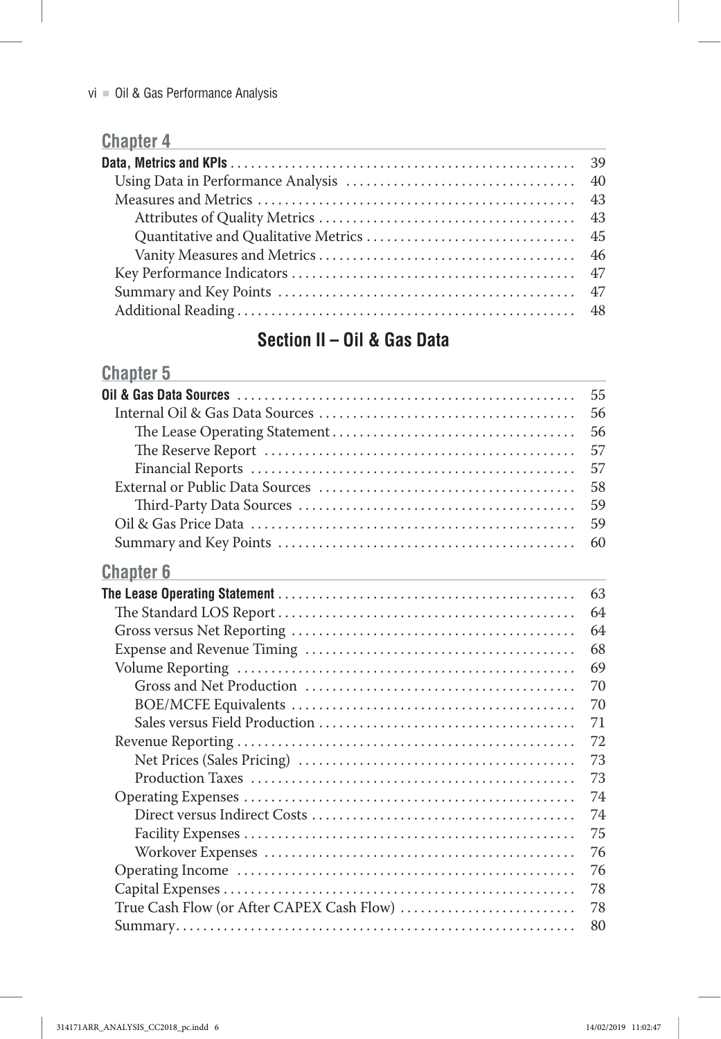## Chapter 4

**Data, Metrics and KPIs** ... 39
- Using Data in Performance Analysis ... 40
- Measures and Metrics ... 43
  - Attributes of Quality Metrics ... 43
  - Quantitative and Qualitative Metrics ... 45
  - Vanity Measures and Metrics ... 46
- Key Performance Indicators ... 47
- Summary and Key Points ... 47
- Additional Reading ... 48

# Section II – Oil & Gas Data

## Chapter 5

**Oil & Gas Data Sources** ... 55
- Internal Oil & Gas Data Sources ... 56
  - The Lease Operating Statement ... 56
  - The Reserve Report ... 57
  - Financial Reports ... 57
- External or Public Data Sources ... 58
  - Third-Party Data Sources ... 59
- Oil & Gas Price Data ... 59
- Summary and Key Points ... 60

## Chapter 6

**The Lease Operating Statement** ... 63
- The Standard LOS Report ... 64
- Gross versus Net Reporting ... 64
- Expense and Revenue Timing ... 68
- Volume Reporting ... 69
  - Gross and Net Production ... 70
  - BOE/MCFE Equivalents ... 70
  - Sales versus Field Production ... 71
- Revenue Reporting ... 72
  - Net Prices (Sales Pricing) ... 73
  - Production Taxes ... 73
- Operating Expenses ... 74
  - Direct versus Indirect Costs ... 74
  - Facility Expenses ... 75
  - Workover Expenses ... 76
- Operating Income ... 76
- Capital Expenses ... 78
- True Cash Flow (or After CAPEX Cash Flow) ... 78
- Summary ... 80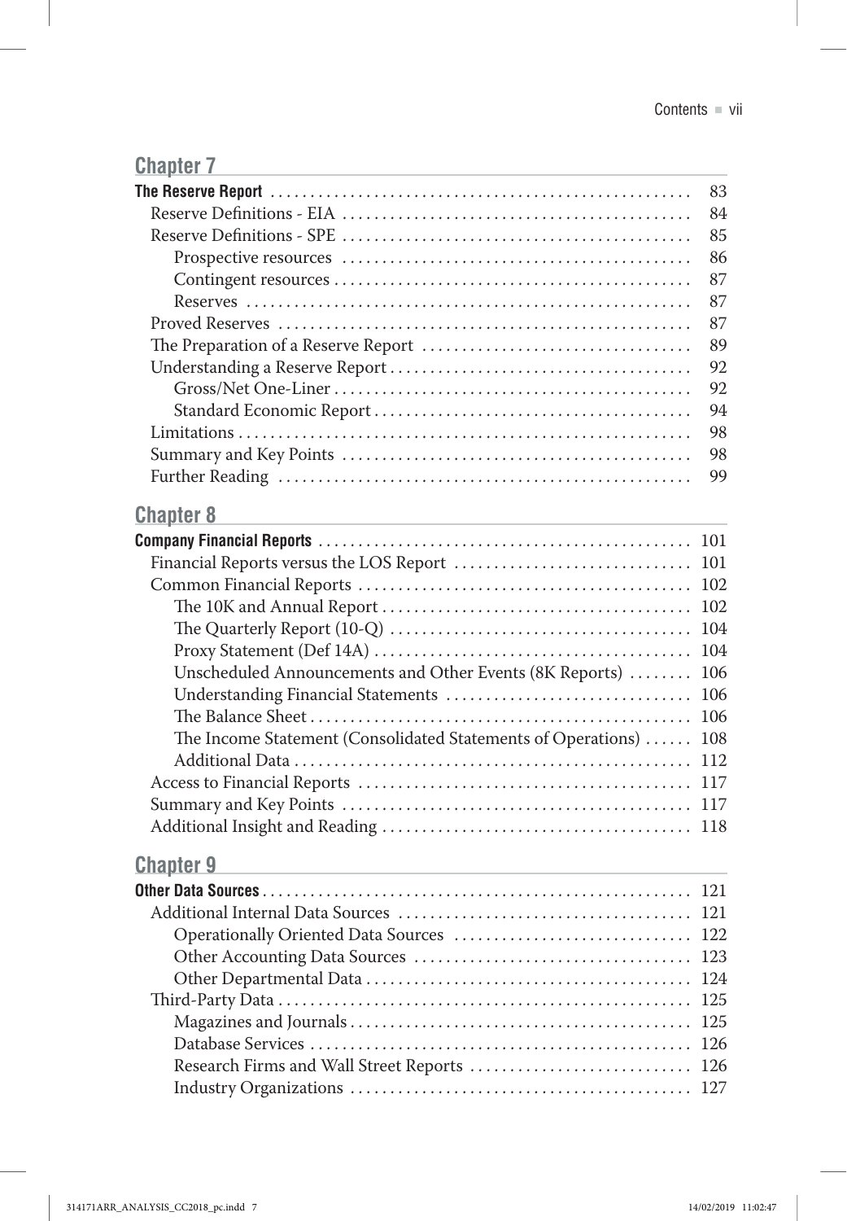## Chapter 7

**The Reserve Report** ... 83
- Reserve Definitions - EIA ... 84
- Reserve Definitions - SPE ... 85
  - Prospective resources ... 86
  - Contingent resources ... 87
  - Reserves ... 87
- Proved Reserves ... 87
- The Preparation of a Reserve Report ... 89
- Understanding a Reserve Report ... 92
  - Gross/Net One-Liner ... 92
  - Standard Economic Report ... 94
- Limitations ... 98
- Summary and Key Points ... 98
- Further Reading ... 99

## Chapter 8

**Company Financial Reports** ... 101
- Financial Reports versus the LOS Report ... 101
- Common Financial Reports ... 102
  - The 10K and Annual Report ... 102
  - The Quarterly Report (10-Q) ... 104
  - Proxy Statement (Def 14A) ... 104
  - Unscheduled Announcements and Other Events (8K Reports) ... 106
  - Understanding Financial Statements ... 106
  - The Balance Sheet ... 106
  - The Income Statement (Consolidated Statements of Operations) ... 108
  - Additional Data ... 112
- Access to Financial Reports ... 117
- Summary and Key Points ... 117
- Additional Insight and Reading ... 118

## Chapter 9

**Other Data Sources** ... 121
- Additional Internal Data Sources ... 121
  - Operationally Oriented Data Sources ... 122
  - Other Accounting Data Sources ... 123
  - Other Departmental Data ... 124
- Third-Party Data ... 125
  - Magazines and Journals ... 125
  - Database Services ... 126
  - Research Firms and Wall Street Reports ... 126
  - Industry Organizations ... 127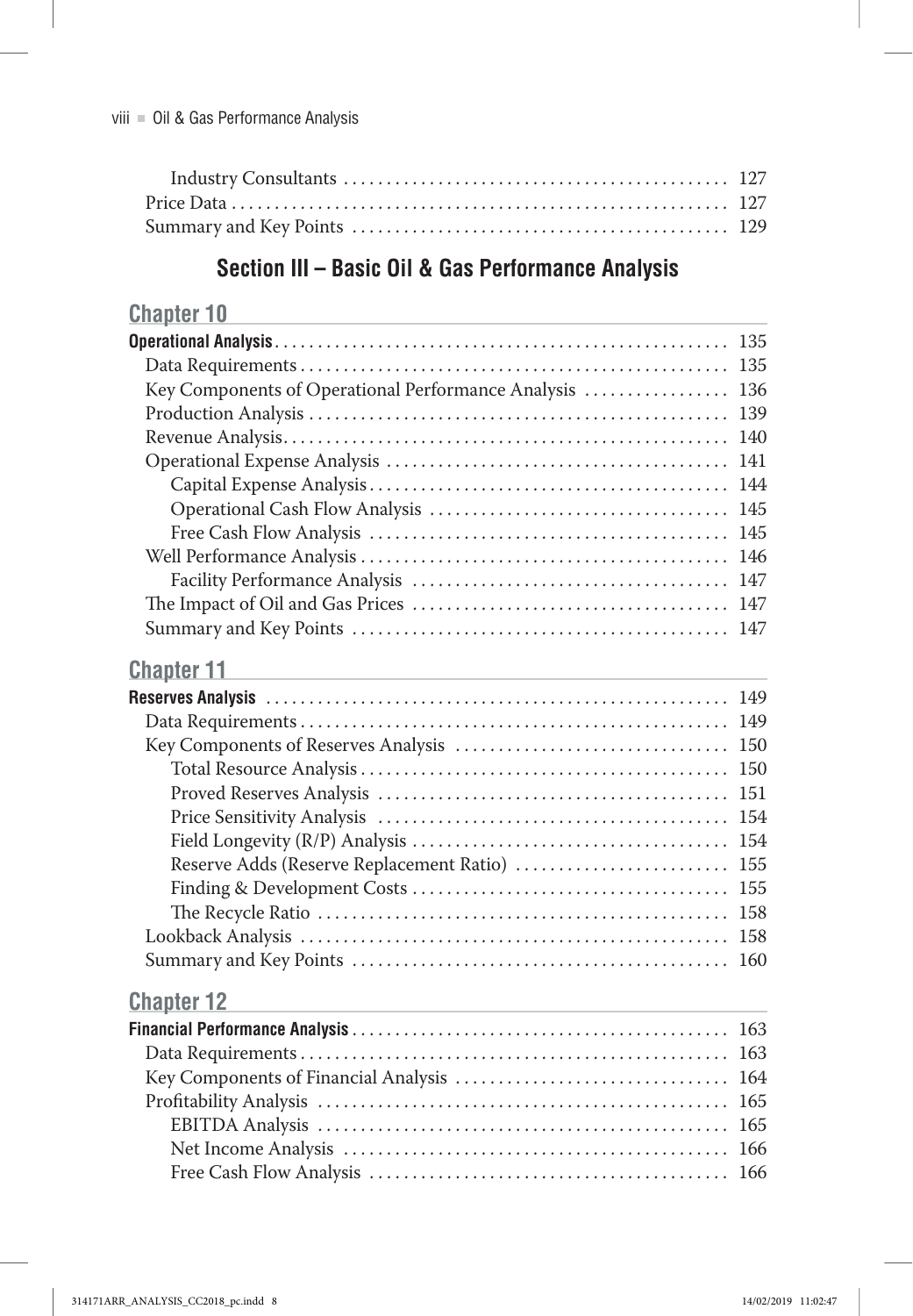Industry Consultants ........................................... 127
Price Data ........................................................ 127
Summary and Key Points ........................................ 129

## Section III – Basic Oil & Gas Performance Analysis

### Chapter 10

**Operational Analysis** ................................................ 135

- Data Requirements ................................................ 135
- Key Components of Operational Performance Analysis ................ 136
- Production Analysis ............................................... 139
- Revenue Analysis .................................................. 140
- Operational Expense Analysis ...................................... 141
  - Capital Expense Analysis ........................................ 144
  - Operational Cash Flow Analysis .................................. 145
  - Free Cash Flow Analysis ......................................... 145
- Well Performance Analysis ......................................... 146
  - Facility Performance Analysis ................................... 147
- The Impact of Oil and Gas Prices .................................. 147
- Summary and Key Points ............................................ 147

### Chapter 11

**Reserves Analysis** .................................................. 149

- Data Requirements ................................................. 149
- Key Components of Reserves Analysis ............................... 150
  - Total Resource Analysis ......................................... 150
  - Proved Reserves Analysis ........................................ 151
  - Price Sensitivity Analysis ...................................... 154
  - Field Longevity (R/P) Analysis .................................. 154
  - Reserve Adds (Reserve Replacement Ratio) ........................ 155
  - Finding & Development Costs ..................................... 155
  - The Recycle Ratio ............................................... 158
- Lookback Analysis ................................................. 158
- Summary and Key Points ............................................ 160

### Chapter 12

**Financial Performance Analysis** ..................................... 163

- Data Requirements ................................................. 163
- Key Components of Financial Analysis .............................. 164
- Profitability Analysis ............................................ 165
  - EBITDA Analysis ................................................. 165
  - Net Income Analysis ............................................. 166
  - Free Cash Flow Analysis ......................................... 166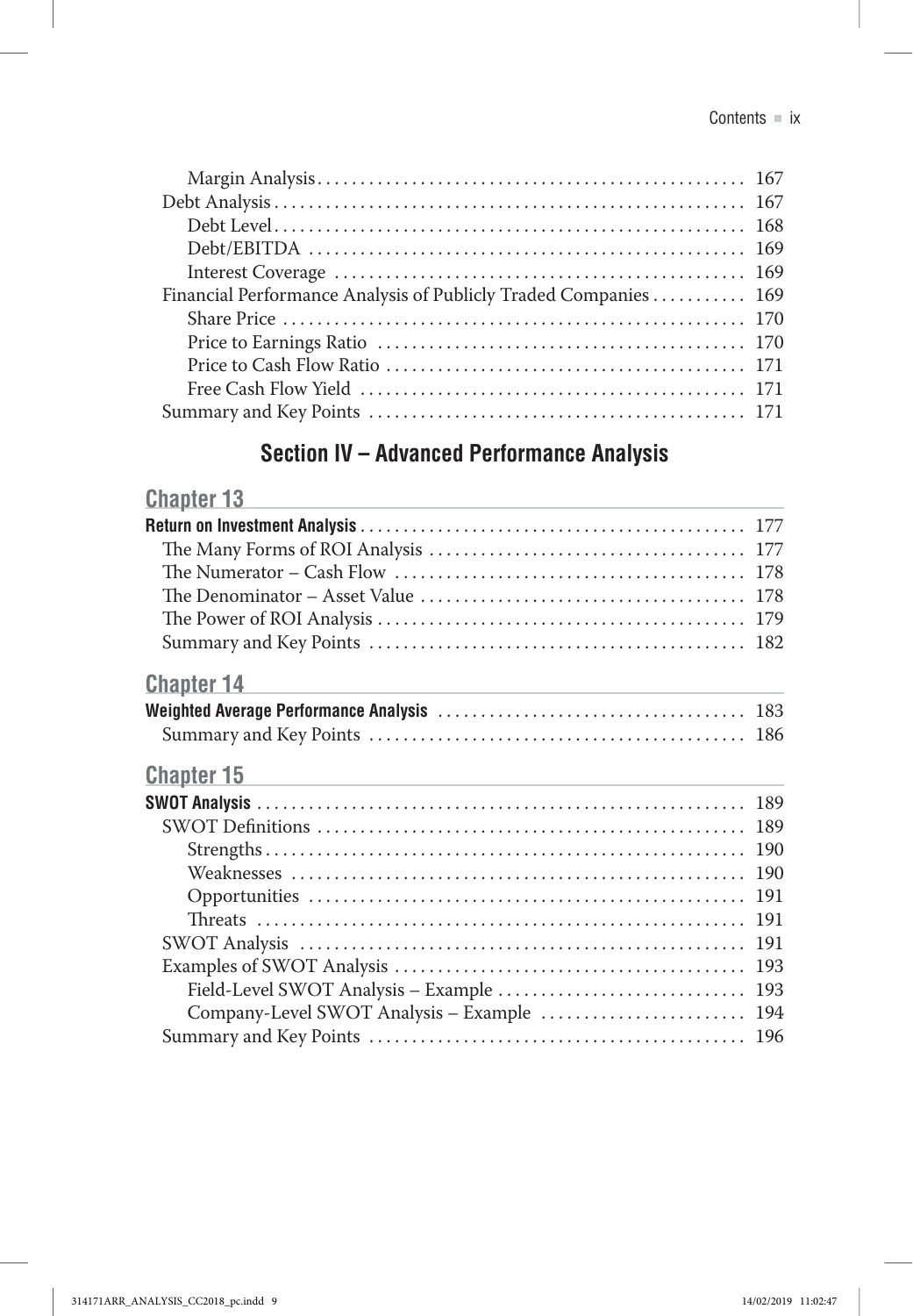Margin Analysis ..... 167
Debt Analysis ..... 167
Debt Level ..... 168
Debt/EBITDA ..... 169
Interest Coverage ..... 169
Financial Performance Analysis of Publicly Traded Companies ..... 169
Share Price ..... 170
Price to Earnings Ratio ..... 170
Price to Cash Flow Ratio ..... 171
Free Cash Flow Yield ..... 171
Summary and Key Points ..... 171

## Section IV – Advanced Performance Analysis

### Chapter 13

**Return on Investment Analysis** ..... 177
The Many Forms of ROI Analysis ..... 177
The Numerator – Cash Flow ..... 178
The Denominator – Asset Value ..... 178
The Power of ROI Analysis ..... 179
Summary and Key Points ..... 182

### Chapter 14

**Weighted Average Performance Analysis** ..... 183
Summary and Key Points ..... 186

### Chapter 15

**SWOT Analysis** ..... 189
SWOT Definitions ..... 189
Strengths ..... 190
Weaknesses ..... 190
Opportunities ..... 191
Threats ..... 191
SWOT Analysis ..... 191
Examples of SWOT Analysis ..... 193
Field-Level SWOT Analysis – Example ..... 193
Company-Level SWOT Analysis – Example ..... 194
Summary and Key Points ..... 196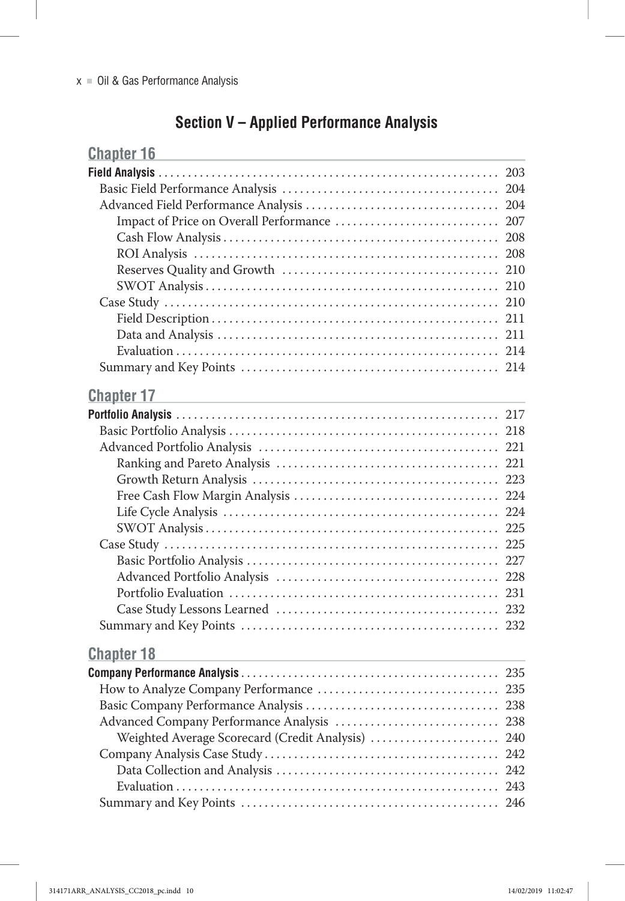## Section V – Applied Performance Analysis

### Chapter 16

**Field Analysis** ........................................................ 203
- Basic Field Performance Analysis ........................................ 204
- Advanced Field Performance Analysis ........................................ 204
  - Impact of Price on Overall Performance ........................................ 207
  - Cash Flow Analysis ........................................ 208
  - ROI Analysis ........................................ 208
  - Reserves Quality and Growth ........................................ 210
  - SWOT Analysis ........................................ 210
- Case Study ........................................ 210
  - Field Description ........................................ 211
  - Data and Analysis ........................................ 211
  - Evaluation ........................................ 214
- Summary and Key Points ........................................ 214

### Chapter 17

**Portfolio Analysis** ........................................................ 217
- Basic Portfolio Analysis ........................................ 218
- Advanced Portfolio Analysis ........................................ 221
  - Ranking and Pareto Analysis ........................................ 221
  - Growth Return Analysis ........................................ 223
  - Free Cash Flow Margin Analysis ........................................ 224
  - Life Cycle Analysis ........................................ 224
  - SWOT Analysis ........................................ 225
- Case Study ........................................ 225
  - Basic Portfolio Analysis ........................................ 227
  - Advanced Portfolio Analysis ........................................ 228
  - Portfolio Evaluation ........................................ 231
  - Case Study Lessons Learned ........................................ 232
- Summary and Key Points ........................................ 232

### Chapter 18

**Company Performance Analysis** ........................................................ 235
- How to Analyze Company Performance ........................................ 235
- Basic Company Performance Analysis ........................................ 238
- Advanced Company Performance Analysis ........................................ 238
  - Weighted Average Scorecard (Credit Analysis) ........................................ 240
- Company Analysis Case Study ........................................ 242
  - Data Collection and Analysis ........................................ 242
  - Evaluation ........................................ 243
- Summary and Key Points ........................................ 246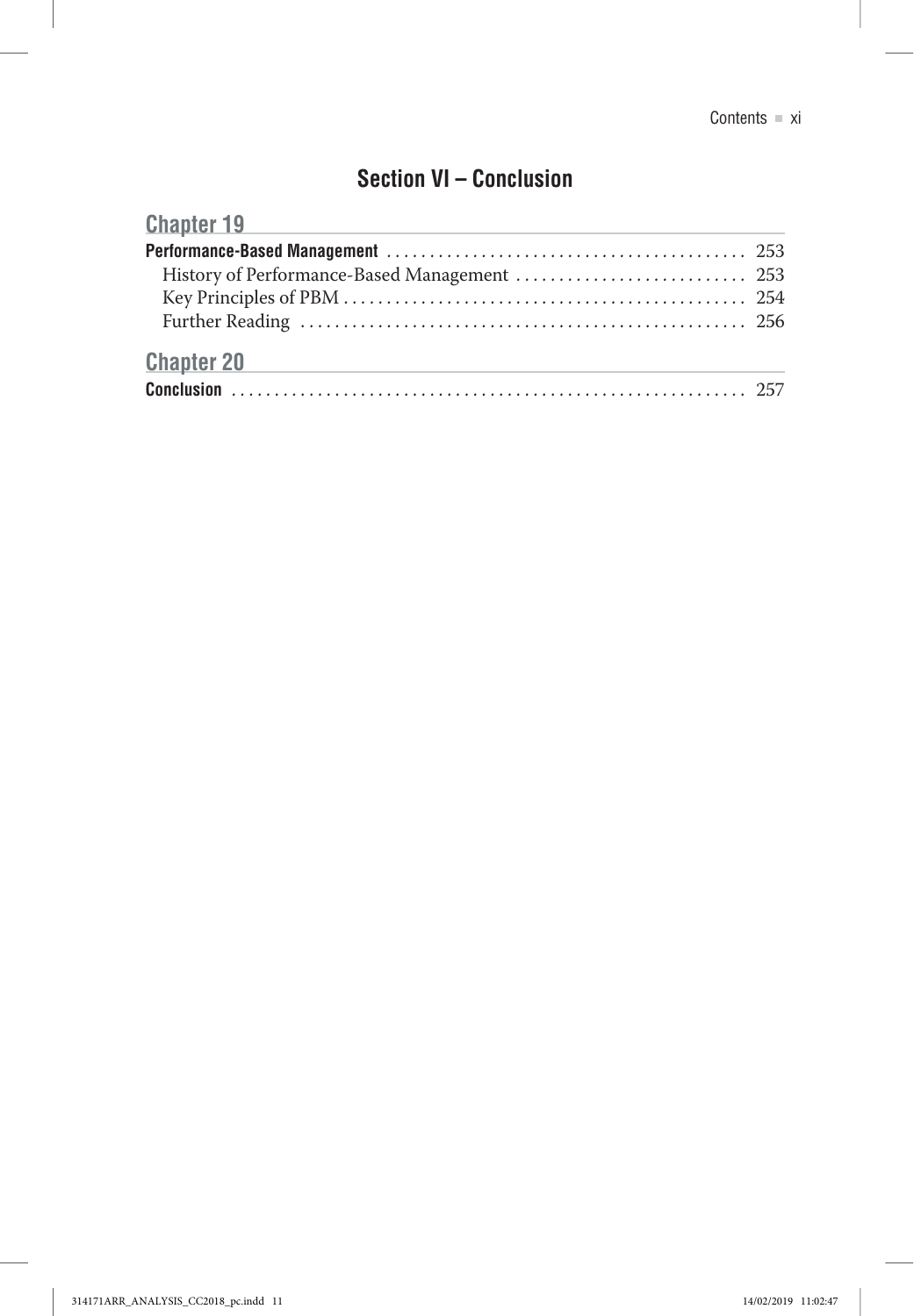## Section VI – Conclusion

### Chapter 19

**Performance-Based Management** .......................................... 253
- History of Performance-Based Management .......................... 253
- Key Principles of PBM .............................................. 254
- Further Reading ................................................... 256

### Chapter 20

**Conclusion** ............................................................ 257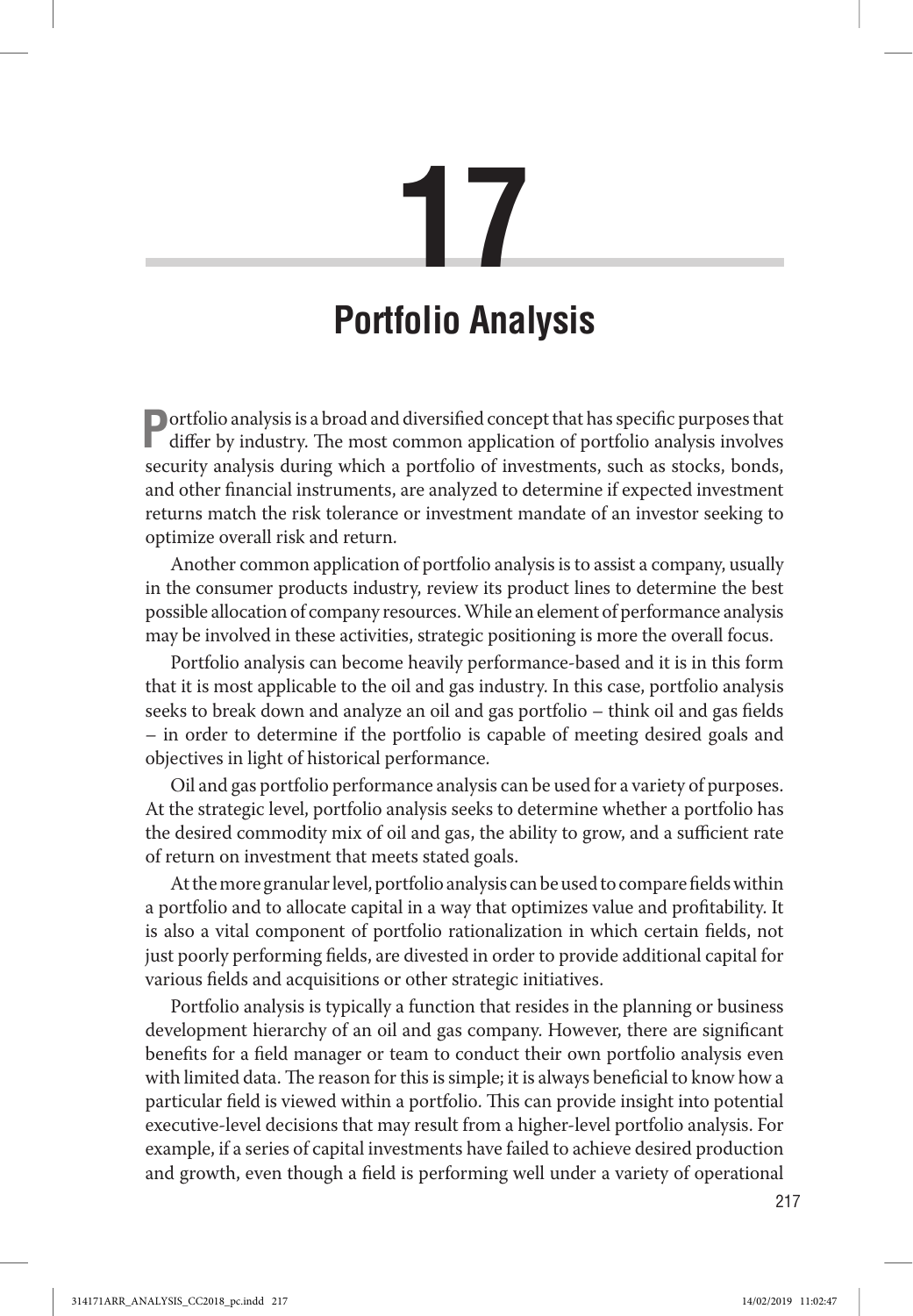# 17

# Portfolio Analysis

Portfolio analysis is a broad and diversified concept that has specific purposes that differ by industry. The most common application of portfolio analysis involves security analysis during which a portfolio of investments, such as stocks, bonds, and other financial instruments, are analyzed to determine if expected investment returns match the risk tolerance or investment mandate of an investor seeking to optimize overall risk and return.

Another common application of portfolio analysis is to assist a company, usually in the consumer products industry, review its product lines to determine the best possible allocation of company resources. While an element of performance analysis may be involved in these activities, strategic positioning is more the overall focus.

Portfolio analysis can become heavily performance-based and it is in this form that it is most applicable to the oil and gas industry. In this case, portfolio analysis seeks to break down and analyze an oil and gas portfolio – think oil and gas fields – in order to determine if the portfolio is capable of meeting desired goals and objectives in light of historical performance.

Oil and gas portfolio performance analysis can be used for a variety of purposes. At the strategic level, portfolio analysis seeks to determine whether a portfolio has the desired commodity mix of oil and gas, the ability to grow, and a sufficient rate of return on investment that meets stated goals.

At the more granular level, portfolio analysis can be used to compare fields within a portfolio and to allocate capital in a way that optimizes value and profitability. It is also a vital component of portfolio rationalization in which certain fields, not just poorly performing fields, are divested in order to provide additional capital for various fields and acquisitions or other strategic initiatives.

Portfolio analysis is typically a function that resides in the planning or business development hierarchy of an oil and gas company. However, there are significant benefits for a field manager or team to conduct their own portfolio analysis even with limited data. The reason for this is simple; it is always beneficial to know how a particular field is viewed within a portfolio. This can provide insight into potential executive-level decisions that may result from a higher-level portfolio analysis. For example, if a series of capital investments have failed to achieve desired production and growth, even though a field is performing well under a variety of operational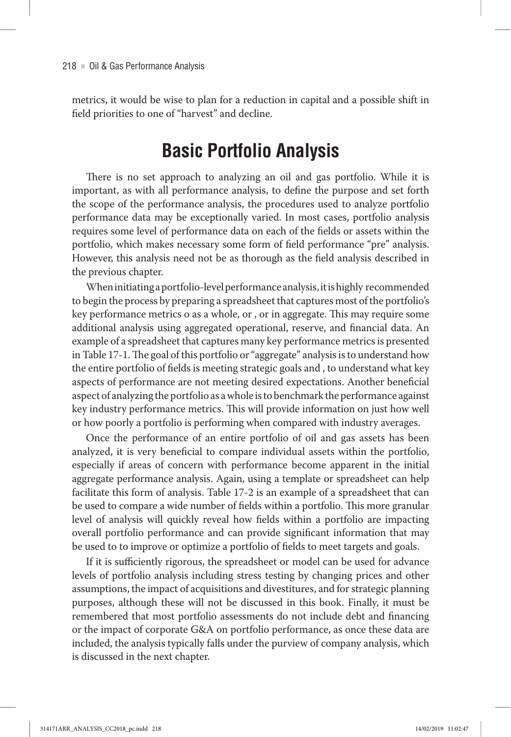metrics, it would be wise to plan for a reduction in capital and a possible shift in field priorities to one of "harvest" and decline.

## Basic Portfolio Analysis

There is no set approach to analyzing an oil and gas portfolio. While it is important, as with all performance analysis, to define the purpose and set forth the scope of the performance analysis, the procedures used to analyze portfolio performance data may be exceptionally varied. In most cases, portfolio analysis requires some level of performance data on each of the fields or assets within the portfolio, which makes necessary some form of field performance "pre" analysis. However, this analysis need not be as thorough as the field analysis described in the previous chapter.

When initiating a portfolio-level performance analysis, it is highly recommended to begin the process by preparing a spreadsheet that captures most of the portfolio's key performance metrics o as a whole, or , or in aggregate. This may require some additional analysis using aggregated operational, reserve, and financial data. An example of a spreadsheet that captures many key performance metrics is presented in Table 17-1. The goal of this portfolio or "aggregate" analysis is to understand how the entire portfolio of fields is meeting strategic goals and , to understand what key aspects of performance are not meeting desired expectations. Another beneficial aspect of analyzing the portfolio as a whole is to benchmark the performance against key industry performance metrics. This will provide information on just how well or how poorly a portfolio is performing when compared with industry averages.

Once the performance of an entire portfolio of oil and gas assets has been analyzed, it is very beneficial to compare individual assets within the portfolio, especially if areas of concern with performance become apparent in the initial aggregate performance analysis. Again, using a template or spreadsheet can help facilitate this form of analysis. Table 17-2 is an example of a spreadsheet that can be used to compare a wide number of fields within a portfolio. This more granular level of analysis will quickly reveal how fields within a portfolio are impacting overall portfolio performance and can provide significant information that may be used to to improve or optimize a portfolio of fields to meet targets and goals.

If it is sufficiently rigorous, the spreadsheet or model can be used for advance levels of portfolio analysis including stress testing by changing prices and other assumptions, the impact of acquisitions and divestitures, and for strategic planning purposes, although these will not be discussed in this book. Finally, it must be remembered that most portfolio assessments do not include debt and financing or the impact of corporate G&A on portfolio performance, as once these data are included, the analysis typically falls under the purview of company analysis, which is discussed in the next chapter.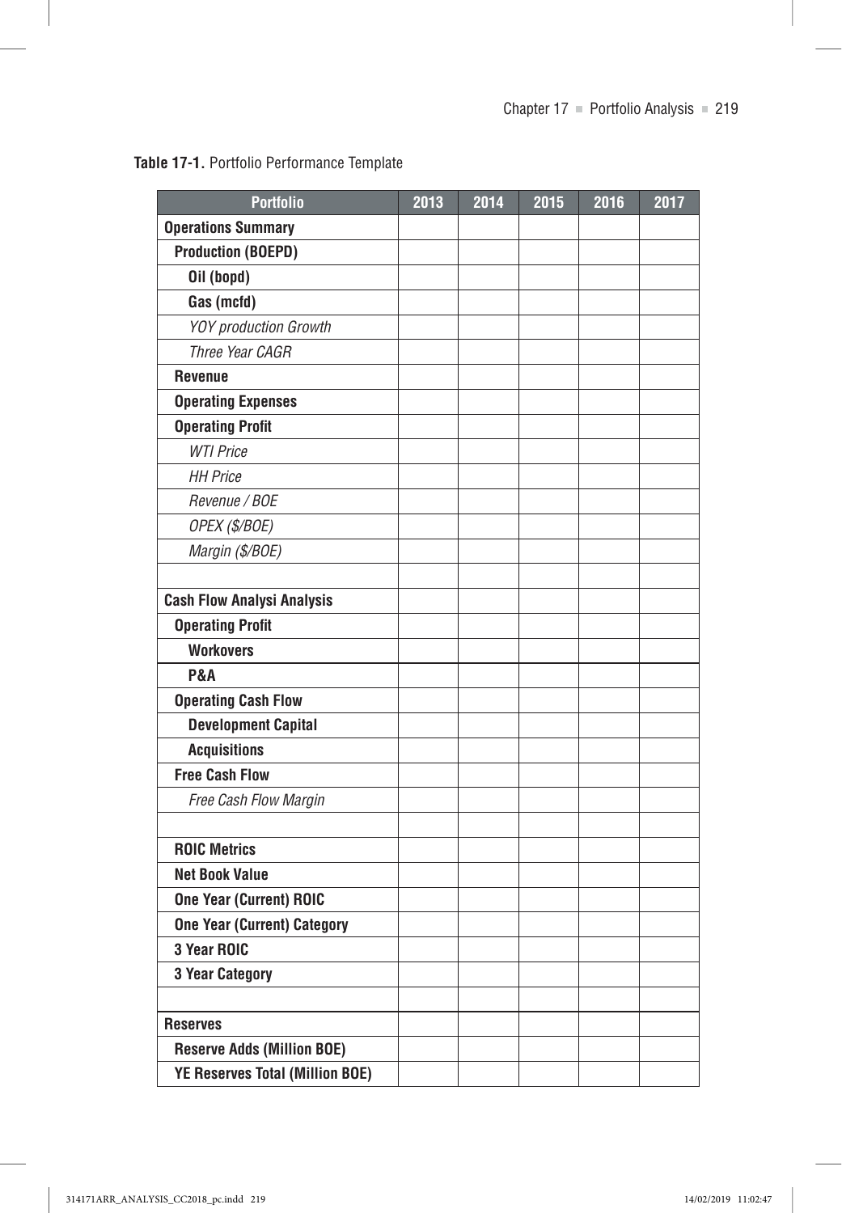**Table 17-1.** Portfolio Performance Template

| Portfolio | 2013 | 2014 | 2015 | 2016 | 2017 |
|---|---|---|---|---|---|
| **Operations Summary** | | | | | |
| **Production (BOEPD)** | | | | | |
| **Oil (bopd)** | | | | | |
| **Gas (mcfd)** | | | | | |
| *YOY production Growth* | | | | | |
| *Three Year CAGR* | | | | | |
| **Revenue** | | | | | |
| **Operating Expenses** | | | | | |
| **Operating Profit** | | | | | |
| *WTI Price* | | | | | |
| *HH Price* | | | | | |
| *Revenue / BOE* | | | | | |
| *OPEX ($/BOE)* | | | | | |
| *Margin ($/BOE)* | | | | | |
| | | | | | |
| **Cash Flow Analysi Analysis** | | | | | |
| **Operating Profit** | | | | | |
| **Workovers** | | | | | |
| **P&A** | | | | | |
| **Operating Cash Flow** | | | | | |
| **Development Capital** | | | | | |
| **Acquisitions** | | | | | |
| **Free Cash Flow** | | | | | |
| *Free Cash Flow Margin* | | | | | |
| | | | | | |
| **ROIC Metrics** | | | | | |
| **Net Book Value** | | | | | |
| **One Year (Current) ROIC** | | | | | |
| **One Year (Current) Category** | | | | | |
| **3 Year ROIC** | | | | | |
| **3 Year Category** | | | | | |
| | | | | | |
| **Reserves** | | | | | |
| **Reserve Adds (Million BOE)** | | | | | |
| **YE Reserves Total (Million BOE)** | | | | | |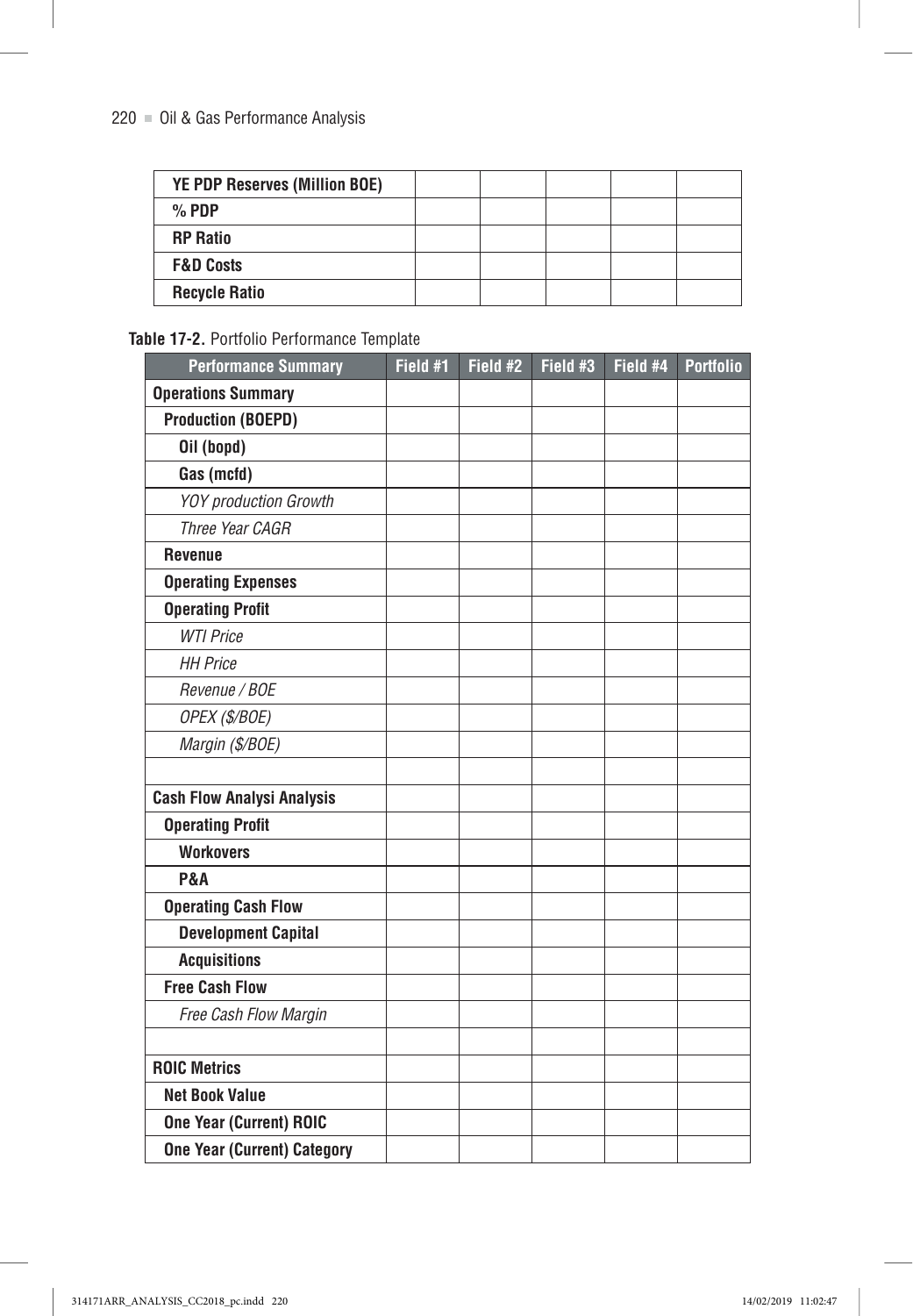| YE PDP Reserves (Million BOE) | | | | | |
|---|---|---|---|---|---|
| % PDP | | | | | |
| RP Ratio | | | | | |
| F&D Costs | | | | | |
| Recycle Ratio | | | | | |

**Table 17-2.** Portfolio Performance Template

| Performance Summary | Field #1 | Field #2 | Field #3 | Field #4 | Portfolio |
|---|---|---|---|---|---|
| **Operations Summary** | | | | | |
| **Production (BOEPD)** | | | | | |
| **Oil (bopd)** | | | | | |
| **Gas (mcfd)** | | | | | |
| *YOY production Growth* | | | | | |
| *Three Year CAGR* | | | | | |
| **Revenue** | | | | | |
| **Operating Expenses** | | | | | |
| **Operating Profit** | | | | | |
| *WTI Price* | | | | | |
| *HH Price* | | | | | |
| *Revenue / BOE* | | | | | |
| *OPEX ($/BOE)* | | | | | |
| *Margin ($/BOE)* | | | | | |
| | | | | | |
| **Cash Flow Analysi Analysis** | | | | | |
| **Operating Profit** | | | | | |
| **Workovers** | | | | | |
| **P&A** | | | | | |
| **Operating Cash Flow** | | | | | |
| **Development Capital** | | | | | |
| **Acquisitions** | | | | | |
| **Free Cash Flow** | | | | | |
| *Free Cash Flow Margin* | | | | | |
| | | | | | |
| **ROIC Metrics** | | | | | |
| **Net Book Value** | | | | | |
| **One Year (Current) ROIC** | | | | | |
| **One Year (Current) Category** | | | | | |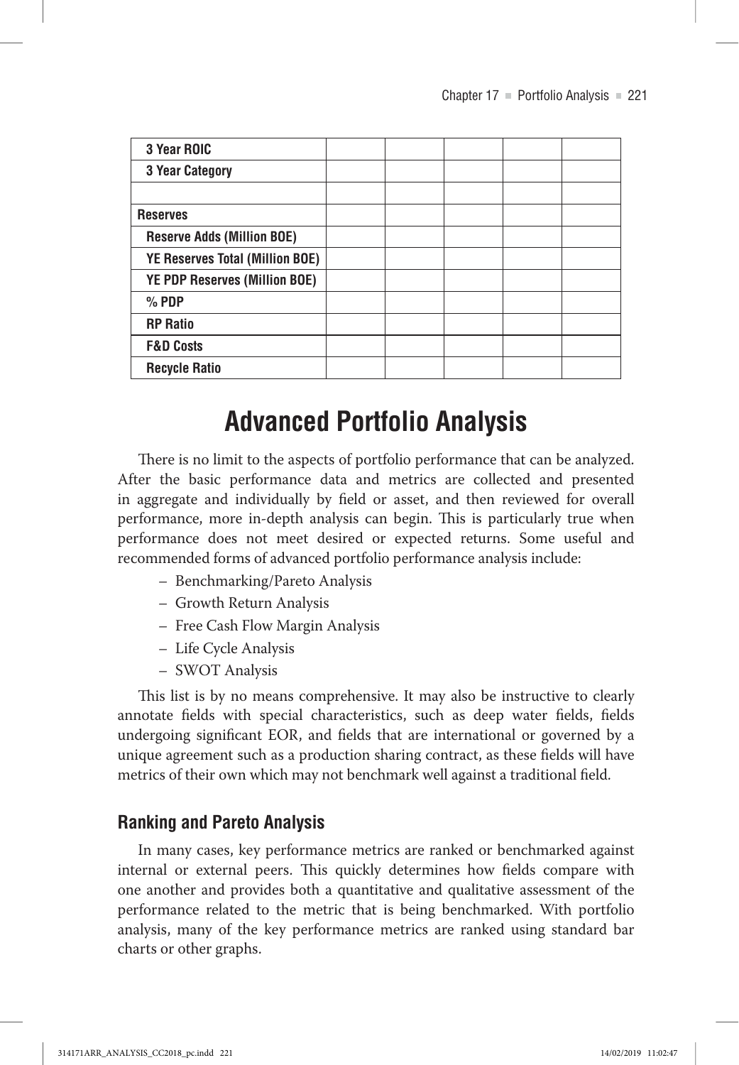| 3 Year ROIC | | | | | |
|---|---|---|---|---|---|
| 3 Year Category | | | | | |
| | | | | | |
| **Reserves** | | | | | |
| Reserve Adds (Million BOE) | | | | | |
| YE Reserves Total (Million BOE) | | | | | |
| YE PDP Reserves (Million BOE) | | | | | |
| % PDP | | | | | |
| RP Ratio | | | | | |
| F&D Costs | | | | | |
| Recycle Ratio | | | | | |

# Advanced Portfolio Analysis

There is no limit to the aspects of portfolio performance that can be analyzed. After the basic performance data and metrics are collected and presented in aggregate and individually by field or asset, and then reviewed for overall performance, more in-depth analysis can begin. This is particularly true when performance does not meet desired or expected returns. Some useful and recommended forms of advanced portfolio performance analysis include:

- Benchmarking/Pareto Analysis
- Growth Return Analysis
- Free Cash Flow Margin Analysis
- Life Cycle Analysis
- SWOT Analysis

This list is by no means comprehensive. It may also be instructive to clearly annotate fields with special characteristics, such as deep water fields, fields undergoing significant EOR, and fields that are international or governed by a unique agreement such as a production sharing contract, as these fields will have metrics of their own which may not benchmark well against a traditional field.

## Ranking and Pareto Analysis

In many cases, key performance metrics are ranked or benchmarked against internal or external peers. This quickly determines how fields compare with one another and provides both a quantitative and qualitative assessment of the performance related to the metric that is being benchmarked. With portfolio analysis, many of the key performance metrics are ranked using standard bar charts or other graphs.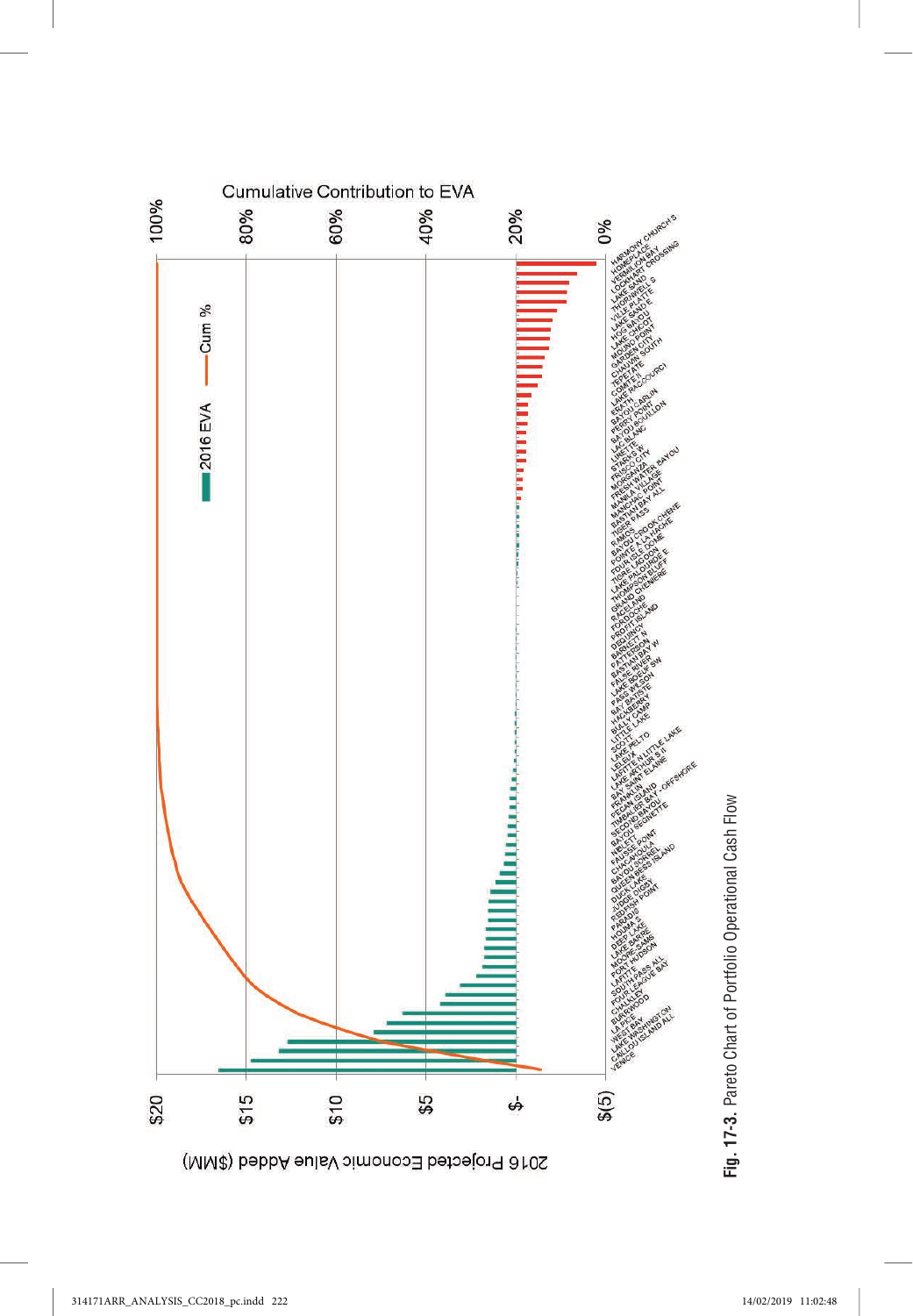Fig. 17-3. Pareto Chart of Portfolio Operational Cash Flow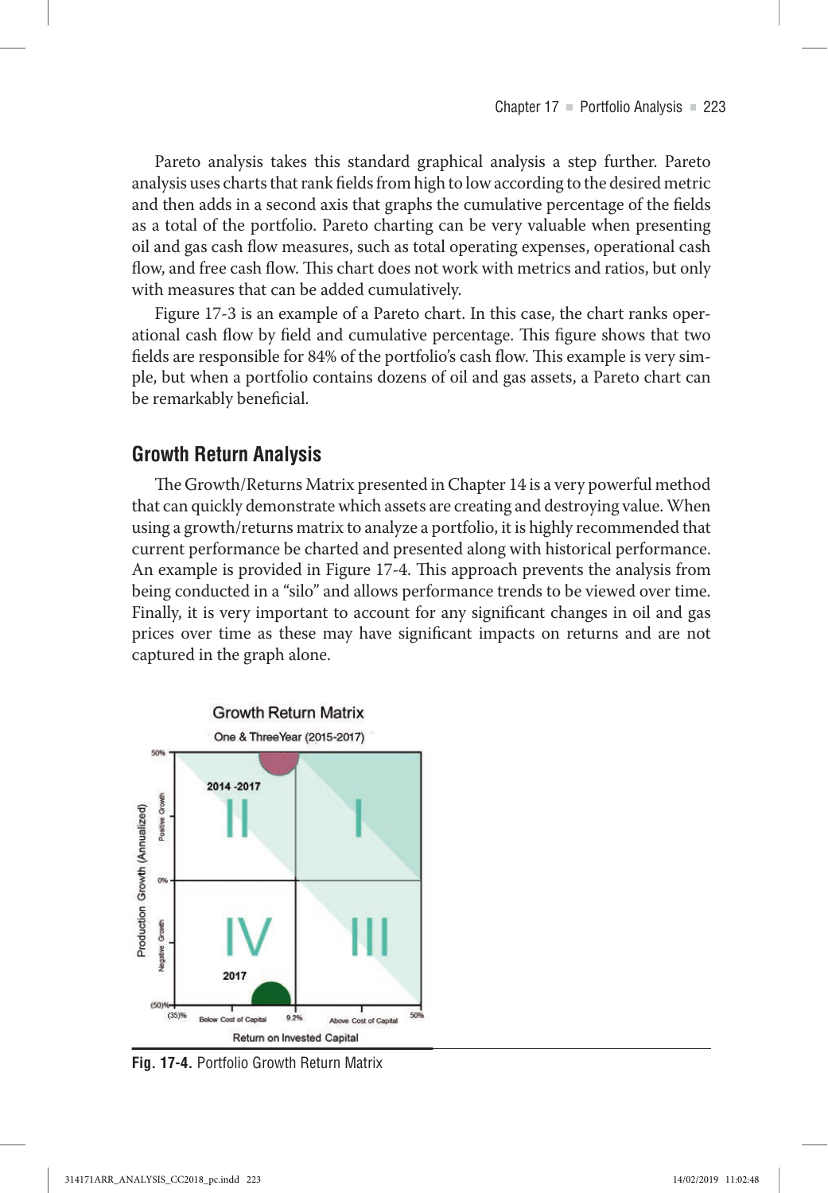Pareto analysis takes this standard graphical analysis a step further. Pareto analysis uses charts that rank fields from high to low according to the desired metric and then adds in a second axis that graphs the cumulative percentage of the fields as a total of the portfolio. Pareto charting can be very valuable when presenting oil and gas cash flow measures, such as total operating expenses, operational cash flow, and free cash flow. This chart does not work with metrics and ratios, but only with measures that can be added cumulatively.

Figure 17-3 is an example of a Pareto chart. In this case, the chart ranks operational cash flow by field and cumulative percentage. This figure shows that two fields are responsible for 84% of the portfolio's cash flow. This example is very simple, but when a portfolio contains dozens of oil and gas assets, a Pareto chart can be remarkably beneficial.

## Growth Return Analysis

The Growth/Returns Matrix presented in Chapter 14 is a very powerful method that can quickly demonstrate which assets are creating and destroying value. When using a growth/returns matrix to analyze a portfolio, it is highly recommended that current performance be charted and presented along with historical performance. An example is provided in Figure 17-4. This approach prevents the analysis from being conducted in a "silo" and allows performance trends to be viewed over time. Finally, it is very important to account for any significant changes in oil and gas prices over time as these may have significant impacts on returns and are not captured in the graph alone.

**Fig. 17-4.** Portfolio Growth Return Matrix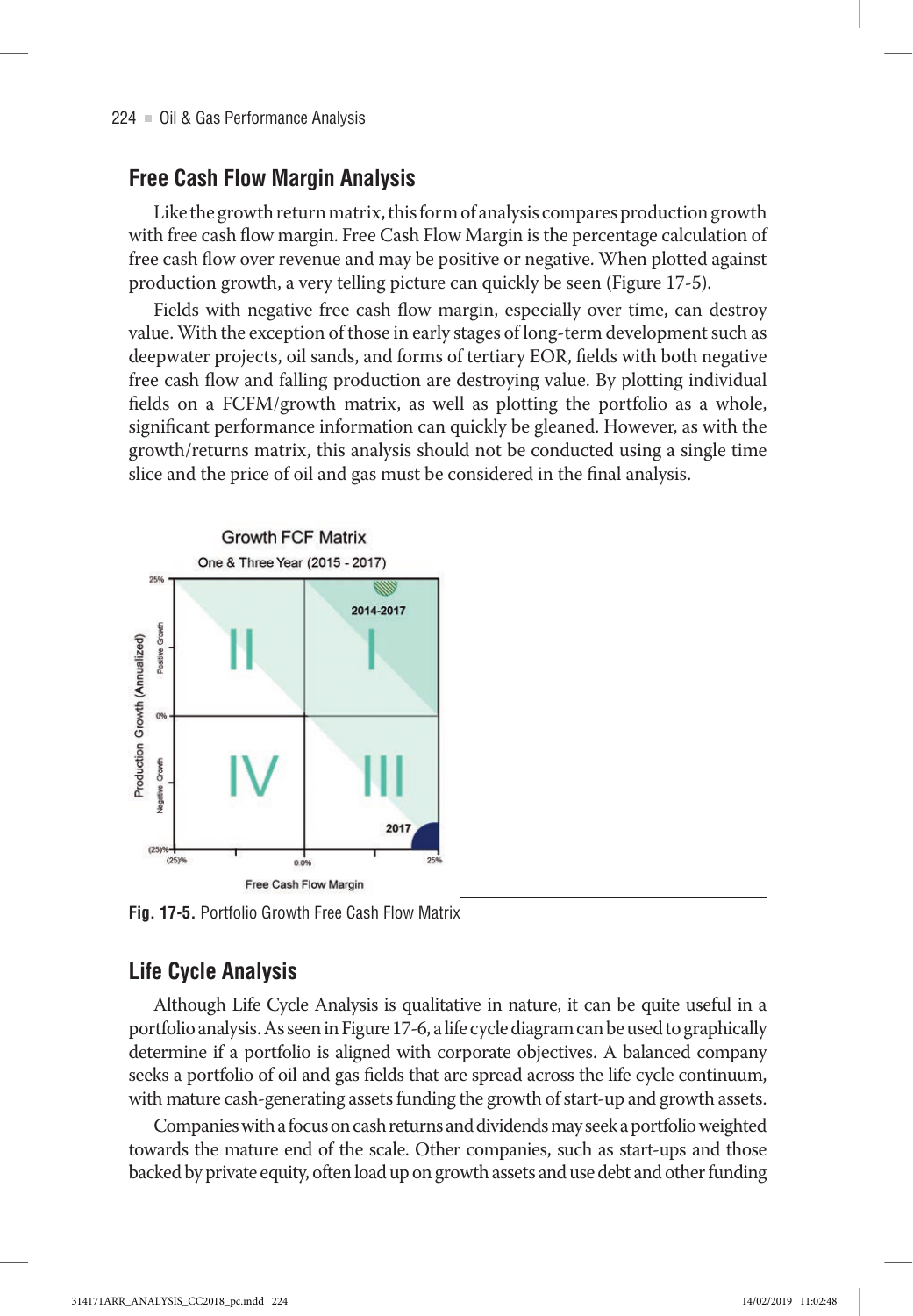## Free Cash Flow Margin Analysis

Like the growth return matrix, this form of analysis compares production growth with free cash flow margin. Free Cash Flow Margin is the percentage calculation of free cash flow over revenue and may be positive or negative. When plotted against production growth, a very telling picture can quickly be seen (Figure 17-5).

Fields with negative free cash flow margin, especially over time, can destroy value. With the exception of those in early stages of long-term development such as deepwater projects, oil sands, and forms of tertiary EOR, fields with both negative free cash flow and falling production are destroying value. By plotting individual fields on a FCFM/growth matrix, as well as plotting the portfolio as a whole, significant performance information can quickly be gleaned. However, as with the growth/returns matrix, this analysis should not be conducted using a single time slice and the price of oil and gas must be considered in the final analysis.

**Fig. 17-5.** Portfolio Growth Free Cash Flow Matrix

## Life Cycle Analysis

Although Life Cycle Analysis is qualitative in nature, it can be quite useful in a portfolio analysis. As seen in Figure 17-6, a life cycle diagram can be used to graphically determine if a portfolio is aligned with corporate objectives. A balanced company seeks a portfolio of oil and gas fields that are spread across the life cycle continuum, with mature cash-generating assets funding the growth of start-up and growth assets.

Companies with a focus on cash returns and dividends may seek a portfolio weighted towards the mature end of the scale. Other companies, such as start-ups and those backed by private equity, often load up on growth assets and use debt and other funding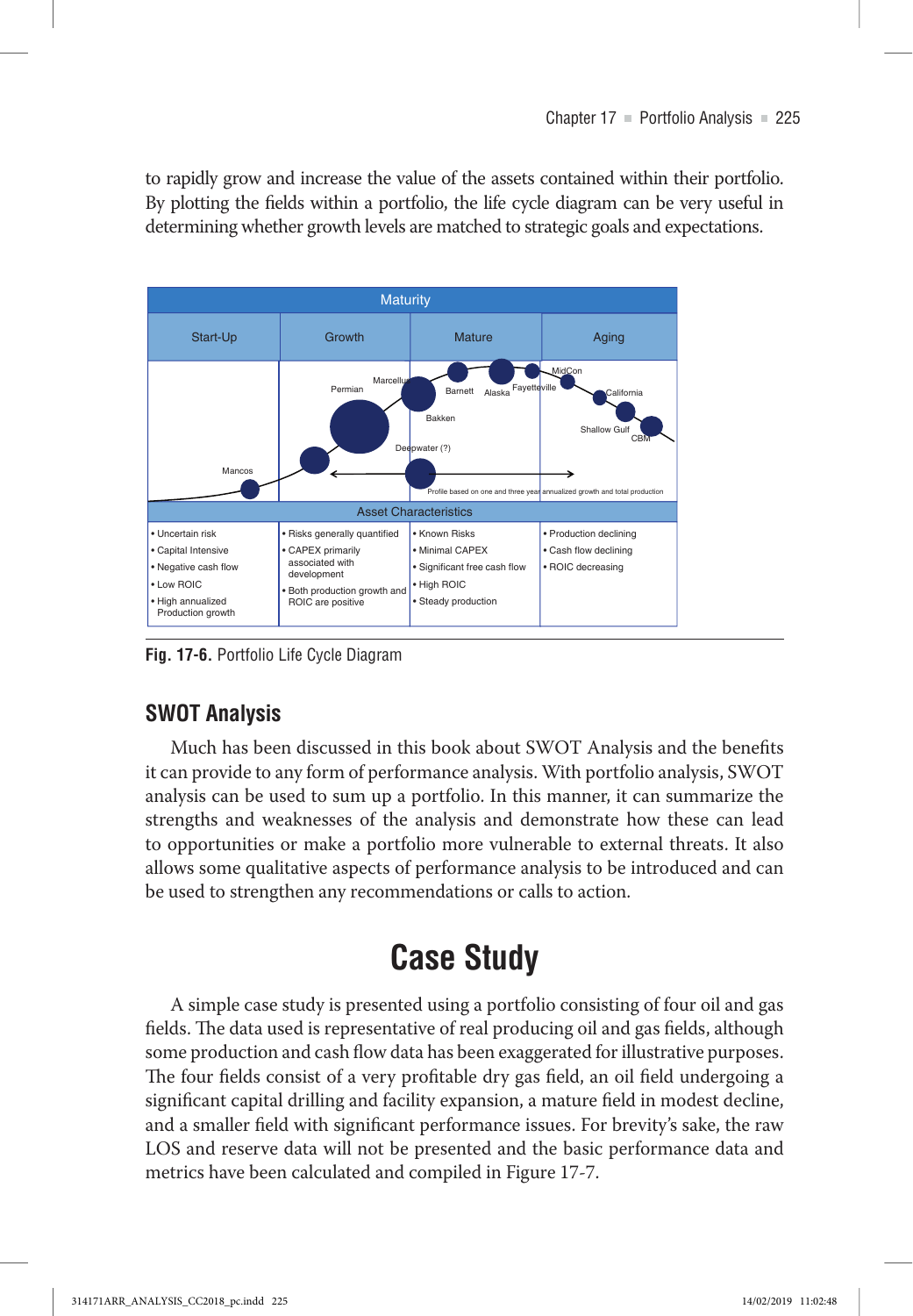to rapidly grow and increase the value of the assets contained within their portfolio. By plotting the fields within a portfolio, the life cycle diagram can be very useful in determining whether growth levels are matched to strategic goals and expectations.

| Start-Up | Growth | Mature | Aging |
|---|---|---|---|
| Mancos | Permian, Marcellus, Deepwater (?) | Barnett, Alaska, Fayetteville, Bakken | MidCon, California, Shallow Gulf, CBM |
| • Uncertain risk<br>• Capital Intensive<br>• Negative cash flow<br>• Low ROIC<br>• High annualized Production growth | • Risks generally quantified<br>• CAPEX primarily associated with development<br>• Both production growth and ROIC are positive | • Known Risks<br>• Minimal CAPEX<br>• Significant free cash flow<br>• High ROIC<br>• Steady production | • Production declining<br>• Cash flow declining<br>• ROIC decreasing |

Profile based on one and three year annualized growth and total production

**Fig. 17-6.** Portfolio Life Cycle Diagram

## SWOT Analysis

Much has been discussed in this book about SWOT Analysis and the benefits it can provide to any form of performance analysis. With portfolio analysis, SWOT analysis can be used to sum up a portfolio. In this manner, it can summarize the strengths and weaknesses of the analysis and demonstrate how these can lead to opportunities or make a portfolio more vulnerable to external threats. It also allows some qualitative aspects of performance analysis to be introduced and can be used to strengthen any recommendations or calls to action.

# Case Study

A simple case study is presented using a portfolio consisting of four oil and gas fields. The data used is representative of real producing oil and gas fields, although some production and cash flow data has been exaggerated for illustrative purposes. The four fields consist of a very profitable dry gas field, an oil field undergoing a significant capital drilling and facility expansion, a mature field in modest decline, and a smaller field with significant performance issues. For brevity's sake, the raw LOS and reserve data will not be presented and the basic performance data and metrics have been calculated and compiled in Figure 17-7.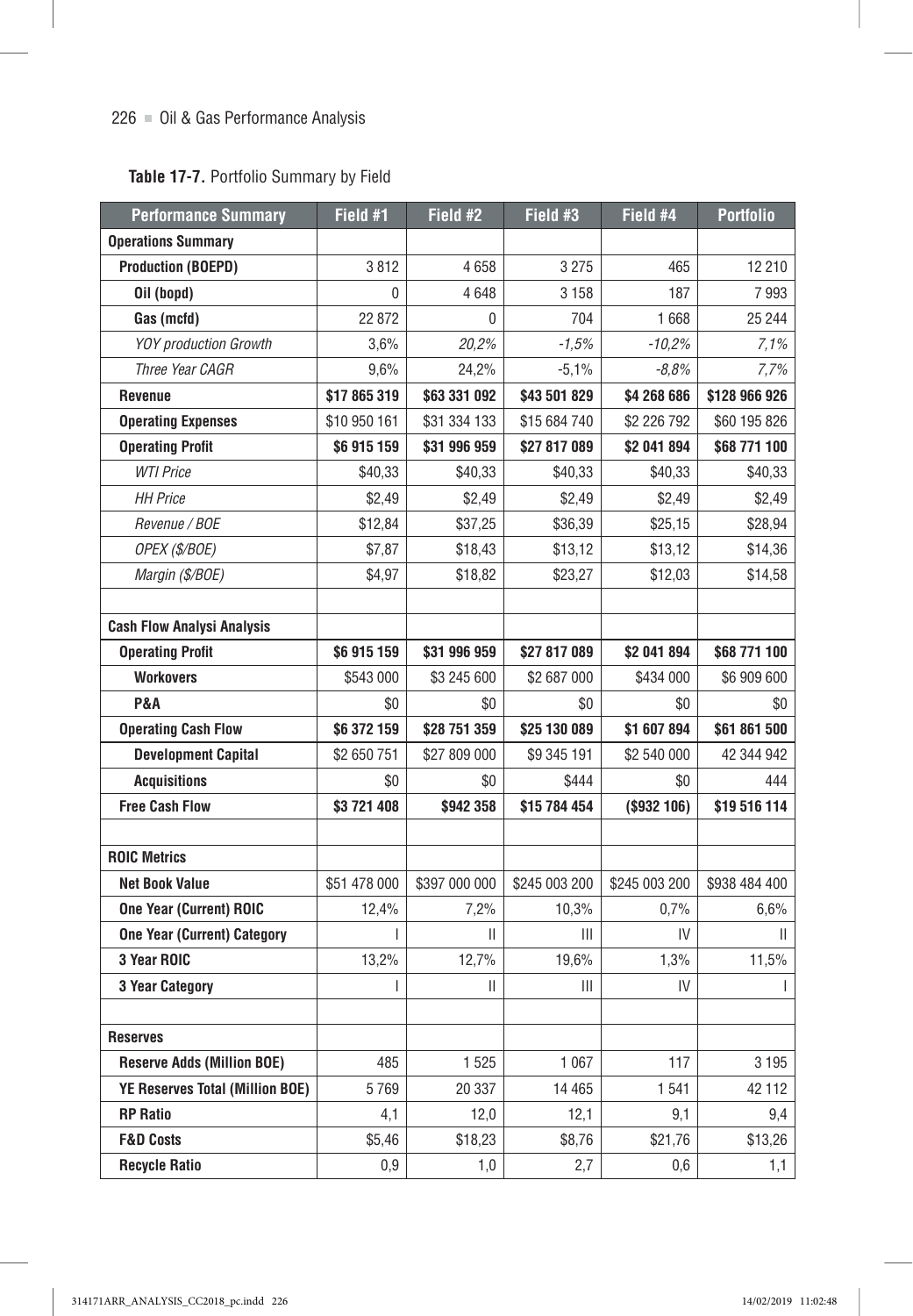**Table 17-7.** Portfolio Summary by Field

| Performance Summary | Field #1 | Field #2 | Field #3 | Field #4 | Portfolio |
|---|---|---|---|---|---|
| **Operations Summary** | | | | | |
| **Production (BOEPD)** | 3 812 | 4 658 | 3 275 | 465 | 12 210 |
| **Oil (bopd)** | 0 | 4 648 | 3 158 | 187 | 7 993 |
| **Gas (mcfd)** | 22 872 | 0 | 704 | 1 668 | 25 244 |
| *YOY production Growth* | 3,6% | *20,2%* | *-1,5%* | *-10,2%* | *7,1%* |
| *Three Year CAGR* | 9,6% | 24,2% | -5,1% | *-8,8%* | *7,7%* |
| **Revenue** | **$17 865 319** | **$63 331 092** | **$43 501 829** | **$4 268 686** | **$128 966 926** |
| **Operating Expenses** | $10 950 161 | $31 334 133 | $15 684 740 | $2 226 792 | $60 195 826 |
| **Operating Profit** | **$6 915 159** | **$31 996 959** | **$27 817 089** | **$2 041 894** | **$68 771 100** |
| *WTI Price* | $40,33 | $40,33 | $40,33 | $40,33 | $40,33 |
| *HH Price* | $2,49 | $2,49 | $2,49 | $2,49 | $2,49 |
| *Revenue / BOE* | $12,84 | $37,25 | $36,39 | $25,15 | $28,94 |
| *OPEX ($/BOE)* | $7,87 | $18,43 | $13,12 | $13,12 | $14,36 |
| *Margin ($/BOE)* | $4,97 | $18,82 | $23,27 | $12,03 | $14,58 |
| | | | | | |
| **Cash Flow Analysi Analysis** | | | | | |
| **Operating Profit** | **$6 915 159** | **$31 996 959** | **$27 817 089** | **$2 041 894** | **$68 771 100** |
| **Workovers** | $543 000 | $3 245 600 | $2 687 000 | $434 000 | $6 909 600 |
| **P&A** | $0 | $0 | $0 | $0 | $0 |
| **Operating Cash Flow** | **$6 372 159** | **$28 751 359** | **$25 130 089** | **$1 607 894** | **$61 861 500** |
| **Development Capital** | $2 650 751 | $27 809 000 | $9 345 191 | $2 540 000 | 42 344 942 |
| **Acquisitions** | $0 | $0 | $444 | $0 | 444 |
| **Free Cash Flow** | **$3 721 408** | **$942 358** | **$15 784 454** | **($932 106)** | **$19 516 114** |
| | | | | | |
| **ROIC Metrics** | | | | | |
| **Net Book Value** | $51 478 000 | $397 000 000 | $245 003 200 | $245 003 200 | $938 484 400 |
| **One Year (Current) ROIC** | 12,4% | 7,2% | 10,3% | 0,7% | 6,6% |
| **One Year (Current) Category** | I | II | III | IV | II |
| **3 Year ROIC** | 13,2% | 12,7% | 19,6% | 1,3% | 11,5% |
| **3 Year Category** | I | II | III | IV | I |
| | | | | | |
| **Reserves** | | | | | |
| **Reserve Adds (Million BOE)** | 485 | 1 525 | 1 067 | 117 | 3 195 |
| **YE Reserves Total (Million BOE)** | 5 769 | 20 337 | 14 465 | 1 541 | 42 112 |
| **RP Ratio** | 4,1 | 12,0 | 12,1 | 9,1 | 9,4 |
| **F&D Costs** | $5,46 | $18,23 | $8,76 | $21,76 | $13,26 |
| **Recycle Ratio** | 0,9 | 1,0 | 2,7 | 0,6 | 1,1 |